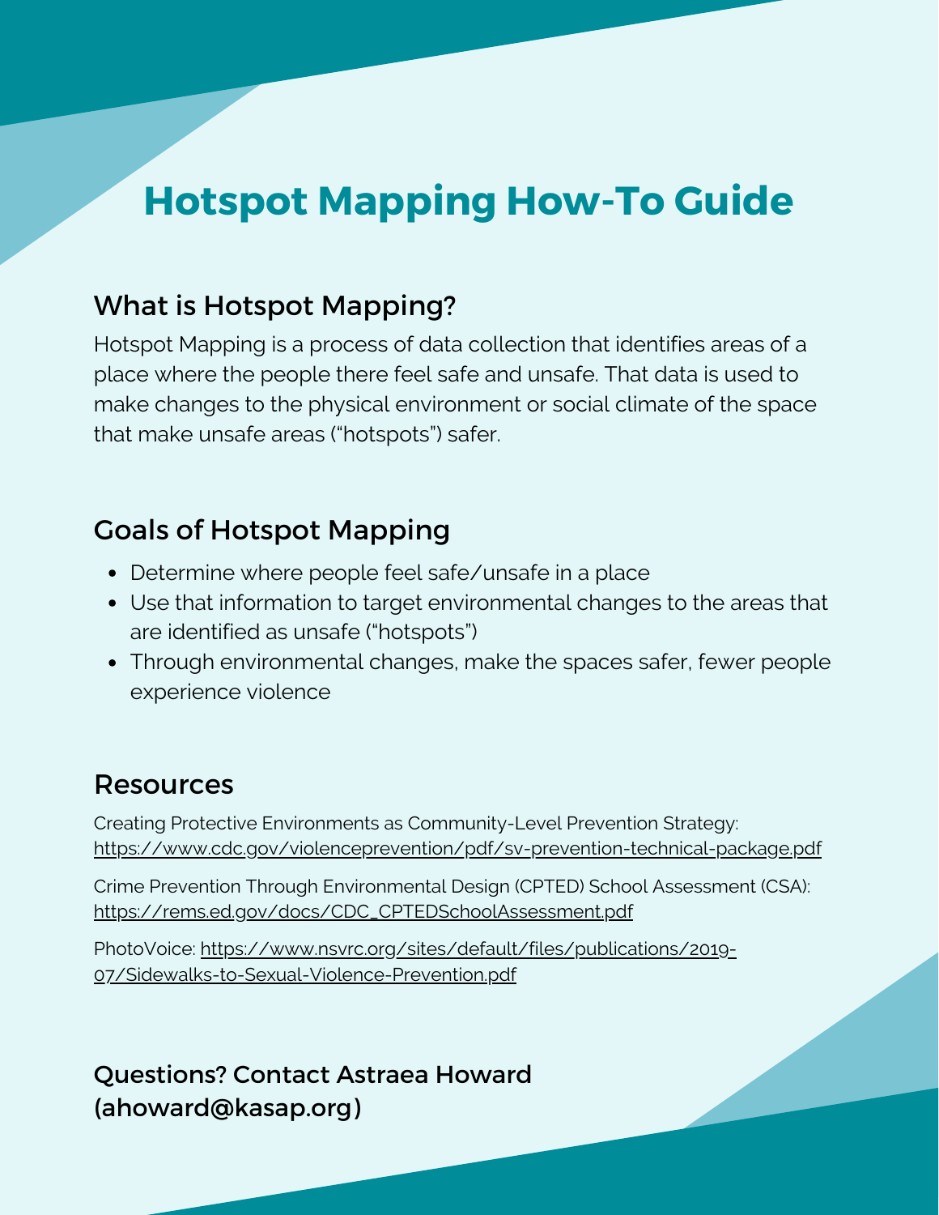# Hotspot Mapping How-To Guide

## What is Hotspot Mapping?

Hotspot Mapping is a process of data collection that identifies areas of a place where the people there feel safe and unsafe. That data is used to make changes to the physical environment or social climate of the space that make unsafe areas ("hotspots") safer.

## Goals of Hotspot Mapping

- Determine where people feel safe/unsafe in a place
- Use that information to target environmental changes to the areas that are identified as unsafe ("hotspots")
- Through environmental changes, make the spaces safer, fewer people experience violence

## Resources

Creating Protective Environments as Community-Level Prevention Strategy: https://www.cdc.gov/violenceprevention/pdf/sv-prevention-technical-package.pdf

Crime Prevention Through Environmental Design (CPTED) School Assessment (CSA): https://rems.ed.gov/docs/CDC_CPTEDSchoolAssessment.pdf

PhotoVoice: https://www.nsvrc.org/sites/default/files/publications/2019-07/Sidewalks-to-Sexual-Violence-Prevention.pdf

### Questions? Contact Astraea Howard (ahoward@kasap.org)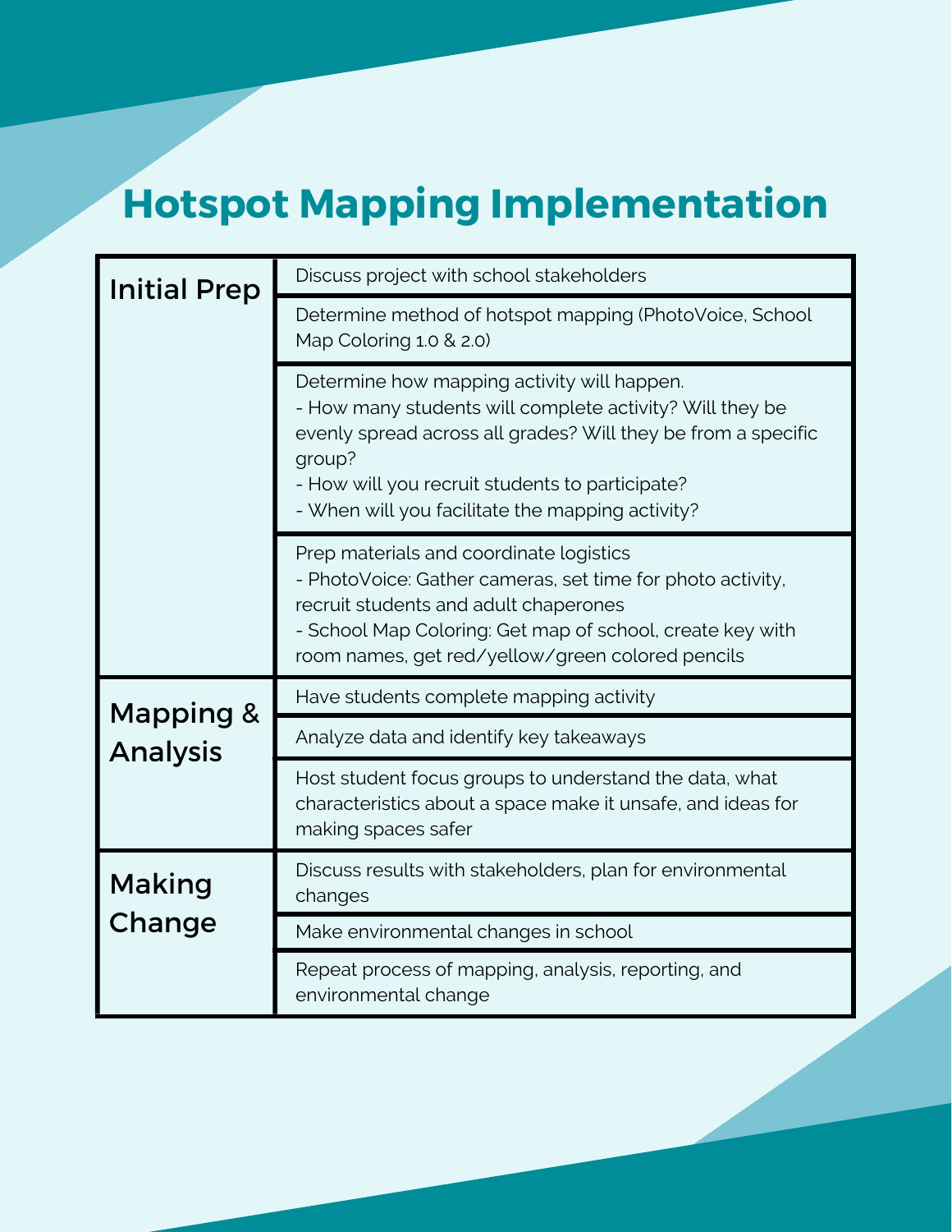# Hotspot Mapping Implementation

| | |
|---|---|
| **Initial Prep** | Discuss project with school stakeholders |
| | Determine method of hotspot mapping (PhotoVoice, School Map Coloring 1.0 & 2.0) |
| | Determine how mapping activity will happen.<br>- How many students will complete activity? Will they be evenly spread across all grades? Will they be from a specific group?<br>- How will you recruit students to participate?<br>- When will you facilitate the mapping activity? |
| | Prep materials and coordinate logistics<br>- PhotoVoice: Gather cameras, set time for photo activity, recruit students and adult chaperones<br>- School Map Coloring: Get map of school, create key with room names, get red/yellow/green colored pencils |
| **Mapping & Analysis** | Have students complete mapping activity |
| | Analyze data and identify key takeaways |
| | Host student focus groups to understand the data, what characteristics about a space make it unsafe, and ideas for making spaces safer |
| **Making Change** | Discuss results with stakeholders, plan for environmental changes |
| | Make environmental changes in school |
| | Repeat process of mapping, analysis, reporting, and environmental change |